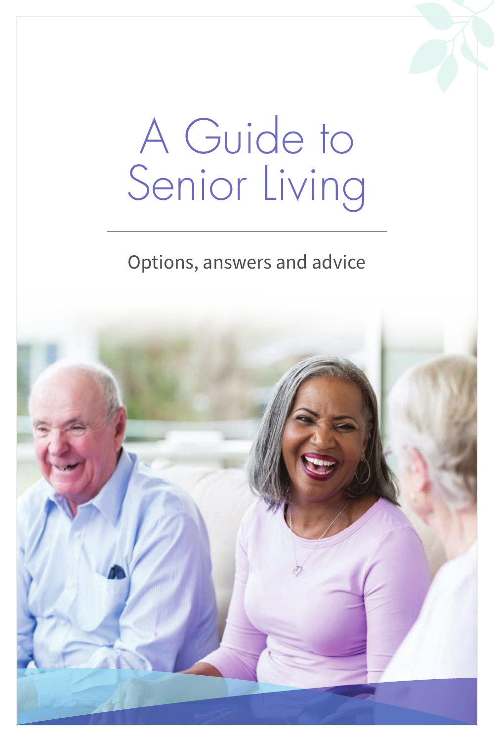# A Guide to Senior Living

Options, answers and advice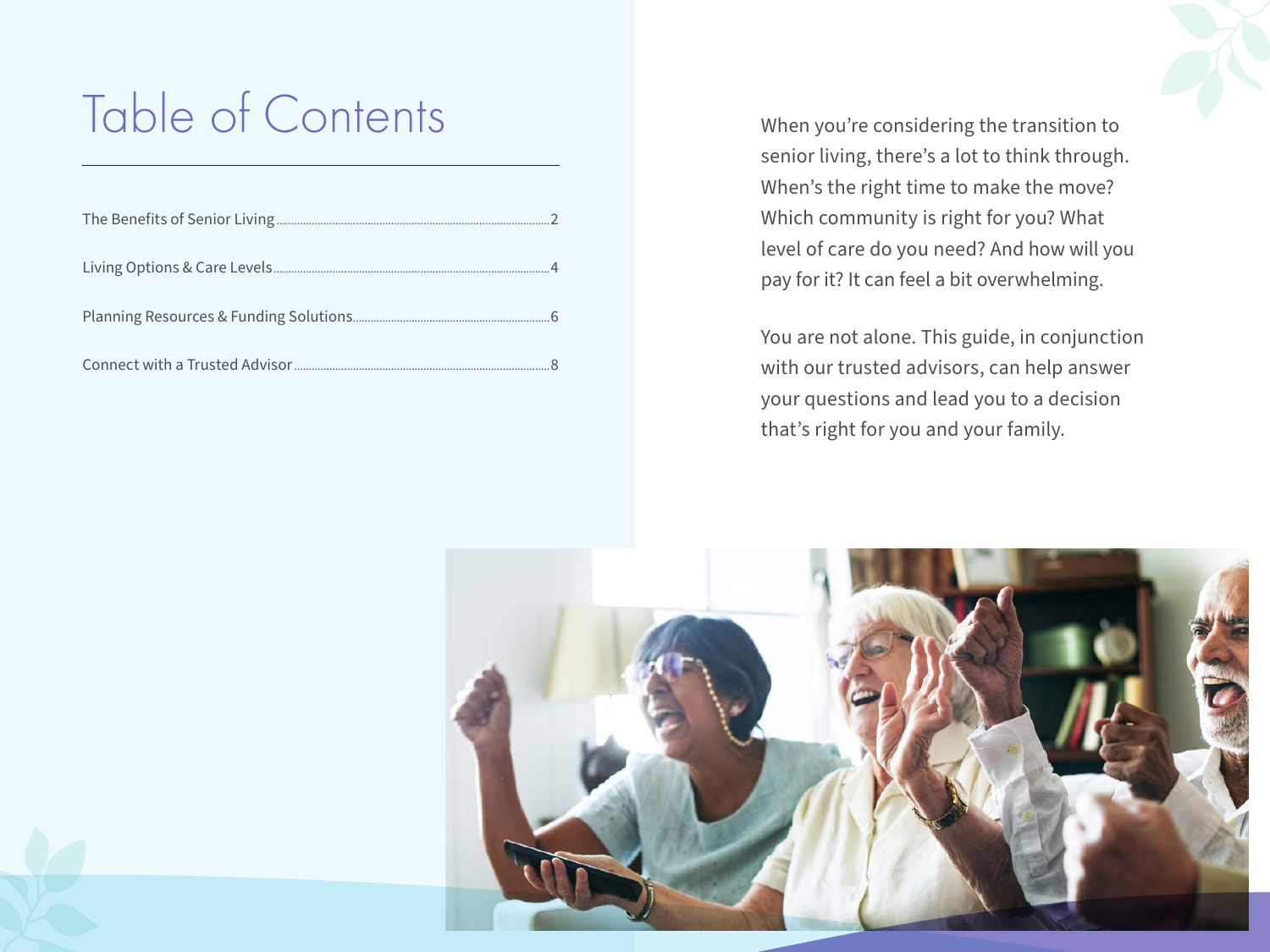# Table of Contents

The Benefits of Senior Living .......... 2

Living Options & Care Levels .......... 4

Planning Resources & Funding Solutions .......... 6

Connect with a Trusted Advisor .......... 8

When you're considering the transition to senior living, there's a lot to think through. When's the right time to make the move? Which community is right for you? What level of care do you need? And how will you pay for it? It can feel a bit overwhelming.

You are not alone. This guide, in conjunction with our trusted advisors, can help answer your questions and lead you to a decision that's right for you and your family.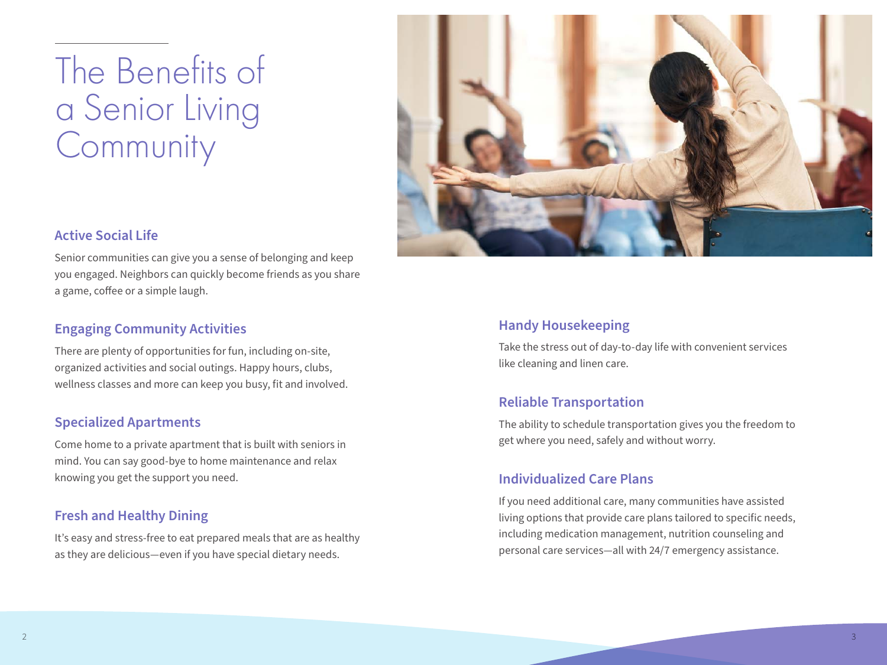# The Benefits of a Senior Living Community

## Active Social Life

Senior communities can give you a sense of belonging and keep you engaged. Neighbors can quickly become friends as you share a game, coffee or a simple laugh.

## Engaging Community Activities

There are plenty of opportunities for fun, including on-site, organized activities and social outings. Happy hours, clubs, wellness classes and more can keep you busy, fit and involved.

## Specialized Apartments

Come home to a private apartment that is built with seniors in mind. You can say good-bye to home maintenance and relax knowing you get the support you need.

## Fresh and Healthy Dining

It's easy and stress-free to eat prepared meals that are as healthy as they are delicious—even if you have special dietary needs.

## Handy Housekeeping

Take the stress out of day-to-day life with convenient services like cleaning and linen care.

## Reliable Transportation

The ability to schedule transportation gives you the freedom to get where you need, safely and without worry.

## Individualized Care Plans

If you need additional care, many communities have assisted living options that provide care plans tailored to specific needs, including medication management, nutrition counseling and personal care services—all with 24/7 emergency assistance.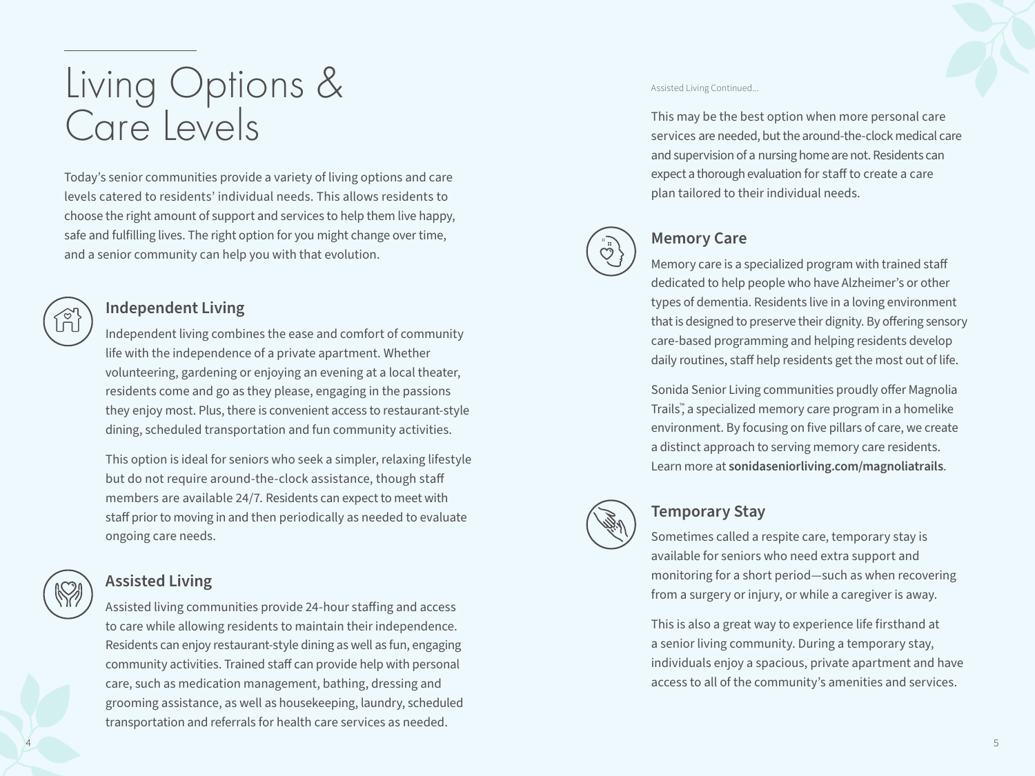# Living Options & Care Levels

Today's senior communities provide a variety of living options and care levels catered to residents' individual needs. This allows residents to choose the right amount of support and services to help them live happy, safe and fulfilling lives. The right option for you might change over time, and a senior community can help you with that evolution.

## Independent Living

Independent living combines the ease and comfort of community life with the independence of a private apartment. Whether volunteering, gardening or enjoying an evening at a local theater, residents come and go as they please, engaging in the passions they enjoy most. Plus, there is convenient access to restaurant-style dining, scheduled transportation and fun community activities.

This option is ideal for seniors who seek a simpler, relaxing lifestyle but do not require around-the-clock assistance, though staff members are available 24/7. Residents can expect to meet with staff prior to moving in and then periodically as needed to evaluate ongoing care needs.

## Assisted Living

Assisted living communities provide 24-hour staffing and access to care while allowing residents to maintain their independence. Residents can enjoy restaurant-style dining as well as fun, engaging community activities. Trained staff can provide help with personal care, such as medication management, bathing, dressing and grooming assistance, as well as housekeeping, laundry, scheduled transportation and referrals for health care services as needed.

Assisted Living Continued...

This may be the best option when more personal care services are needed, but the around-the-clock medical care and supervision of a nursing home are not. Residents can expect a thorough evaluation for staff to create a care plan tailored to their individual needs.

## Memory Care

Memory care is a specialized program with trained staff dedicated to help people who have Alzheimer's or other types of dementia. Residents live in a loving environment that is designed to preserve their dignity. By offering sensory care-based programming and helping residents develop daily routines, staff help residents get the most out of life.

Sonida Senior Living communities proudly offer Magnolia Trails™, a specialized memory care program in a homelike environment. By focusing on five pillars of care, we create a distinct approach to serving memory care residents. Learn more at **sonidaseniorliving.com/magnoliatrails**.

## Temporary Stay

Sometimes called a respite care, temporary stay is available for seniors who need extra support and monitoring for a short period—such as when recovering from a surgery or injury, or while a caregiver is away.

This is also a great way to experience life firsthand at a senior living community. During a temporary stay, individuals enjoy a spacious, private apartment and have access to all of the community's amenities and services.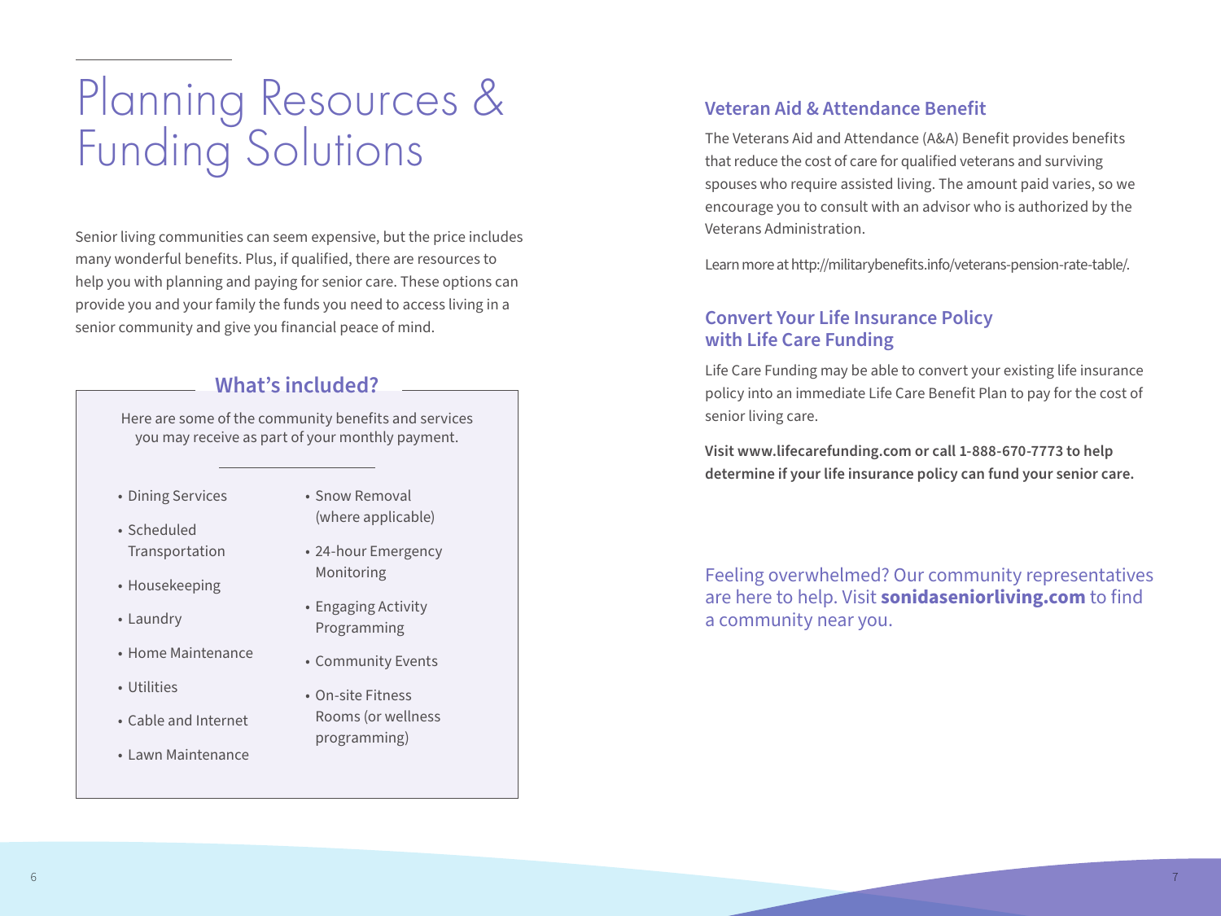# Planning Resources & Funding Solutions

Senior living communities can seem expensive, but the price includes many wonderful benefits. Plus, if qualified, there are resources to help you with planning and paying for senior care. These options can provide you and your family the funds you need to access living in a senior community and give you financial peace of mind.

## What's included?

Here are some of the community benefits and services you may receive as part of your monthly payment.

- Dining Services
- Scheduled Transportation
- Housekeeping
- Laundry
- Home Maintenance
- Utilities
- Cable and Internet
- Lawn Maintenance
- Snow Removal (where applicable)
- 24-hour Emergency Monitoring
- Engaging Activity Programming
- Community Events
- On-site Fitness Rooms (or wellness programming)

## Veteran Aid & Attendance Benefit

The Veterans Aid and Attendance (A&A) Benefit provides benefits that reduce the cost of care for qualified veterans and surviving spouses who require assisted living. The amount paid varies, so we encourage you to consult with an advisor who is authorized by the Veterans Administration.

Learn more at http://militarybenefits.info/veterans-pension-rate-table/.

## Convert Your Life Insurance Policy with Life Care Funding

Life Care Funding may be able to convert your existing life insurance policy into an immediate Life Care Benefit Plan to pay for the cost of senior living care.

**Visit www.lifecarefunding.com or call 1-888-670-7773 to help determine if your life insurance policy can fund your senior care.**

Feeling overwhelmed? Our community representatives are here to help. Visit **sonidaseniorliving.com** to find a community near you.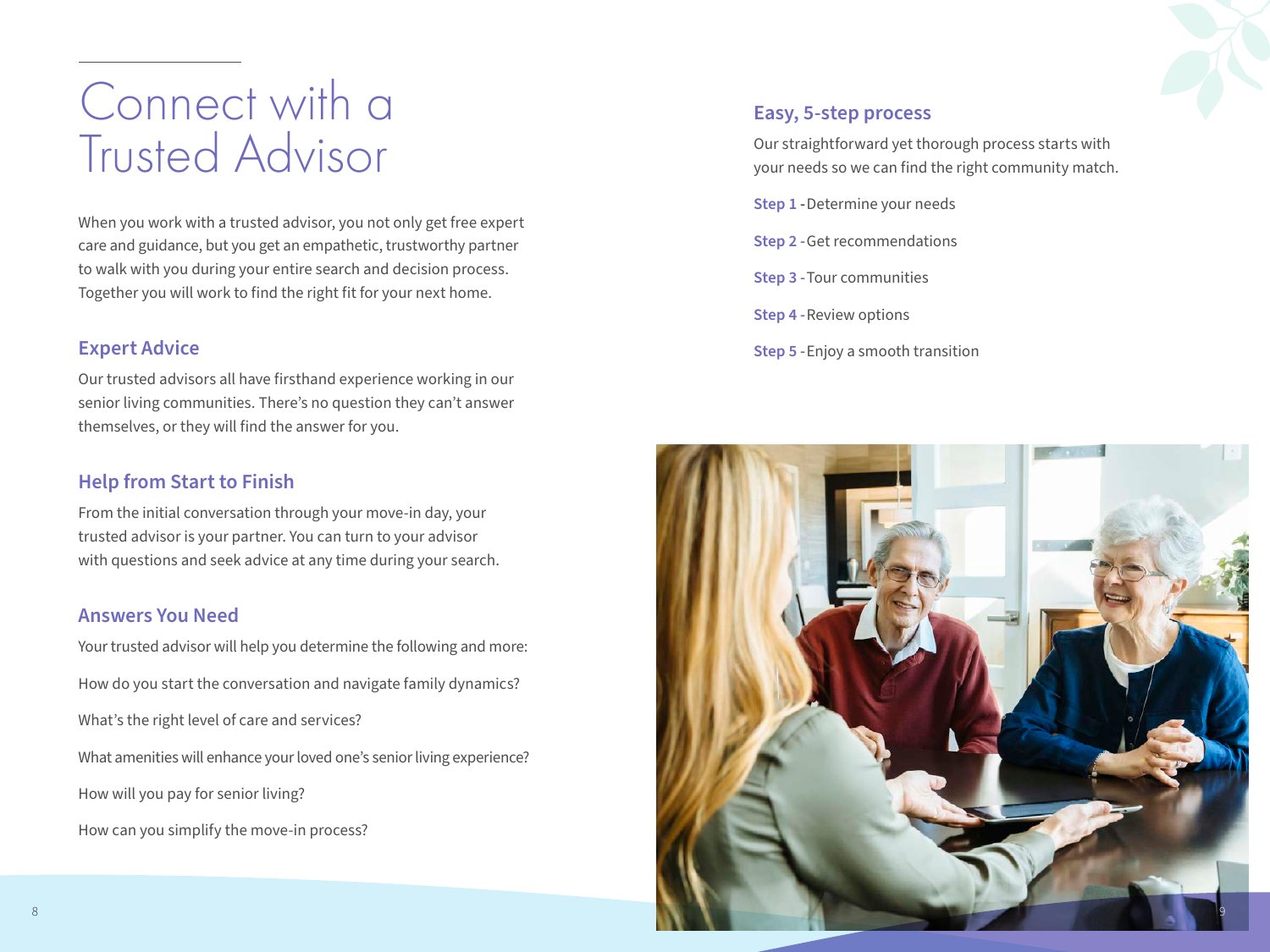# Connect with a Trusted Advisor

When you work with a trusted advisor, you not only get free expert care and guidance, but you get an empathetic, trustworthy partner to walk with you during your entire search and decision process. Together you will work to find the right fit for your next home.

## Expert Advice

Our trusted advisors all have firsthand experience working in our senior living communities. There's no question they can't answer themselves, or they will find the answer for you.

## Help from Start to Finish

From the initial conversation through your move-in day, your trusted advisor is your partner. You can turn to your advisor with questions and seek advice at any time during your search.

## Answers You Need

Your trusted advisor will help you determine the following and more:

How do you start the conversation and navigate family dynamics?

What's the right level of care and services?

What amenities will enhance your loved one's senior living experience?

How will you pay for senior living?

How can you simplify the move-in process?

## Easy, 5-step process

Our straightforward yet thorough process starts with your needs so we can find the right community match.

**Step 1** - Determine your needs

**Step 2** - Get recommendations

**Step 3** - Tour communities

**Step 4** - Review options

**Step 5** - Enjoy a smooth transition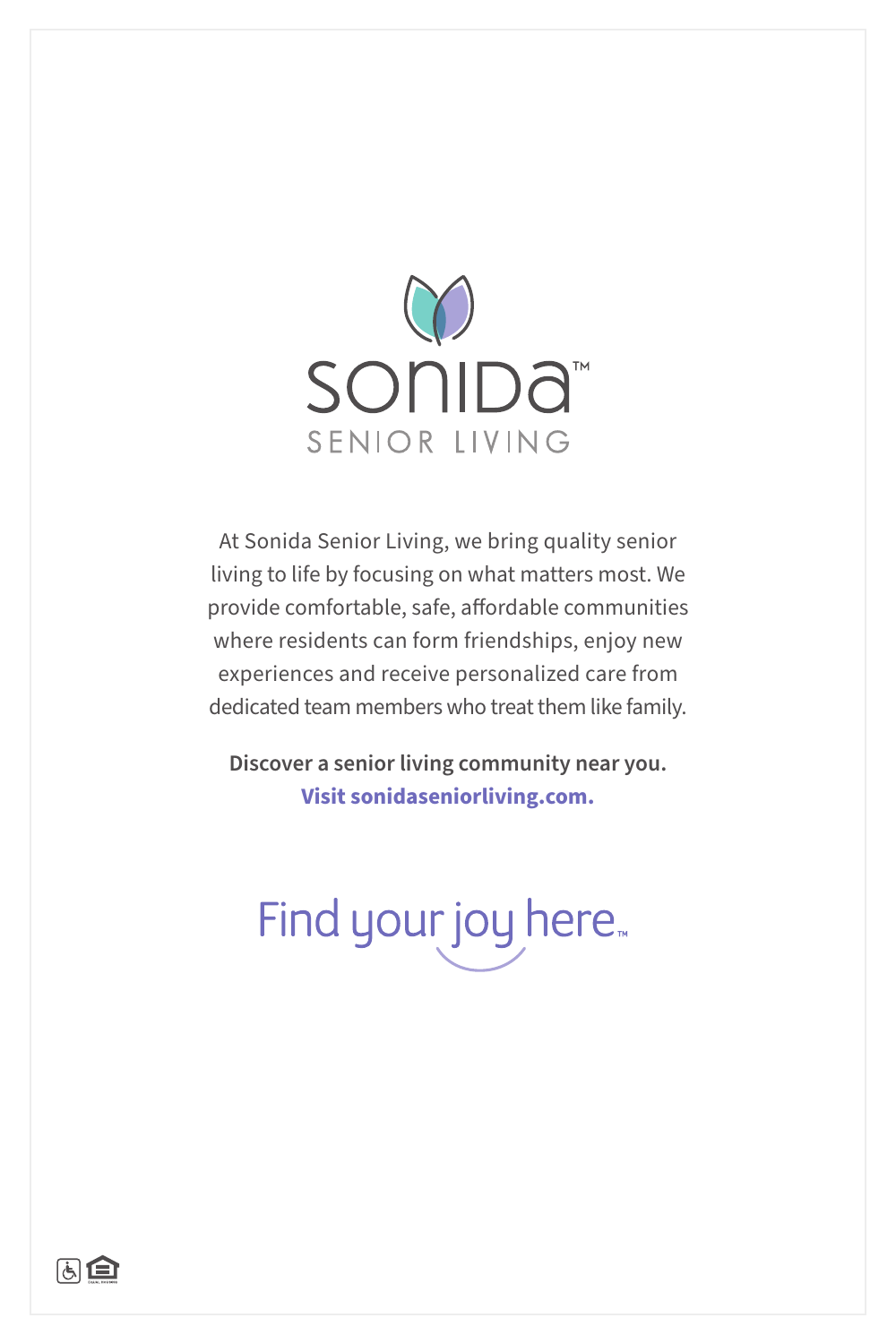# sonida™

SENIOR LIVING

At Sonida Senior Living, we bring quality senior living to life by focusing on what matters most. We provide comfortable, safe, affordable communities where residents can form friendships, enjoy new experiences and receive personalized care from dedicated team members who treat them like family.

**Discover a senior living community near you.**
**Visit sonidaseniorliving.com.**

Find your joy here™